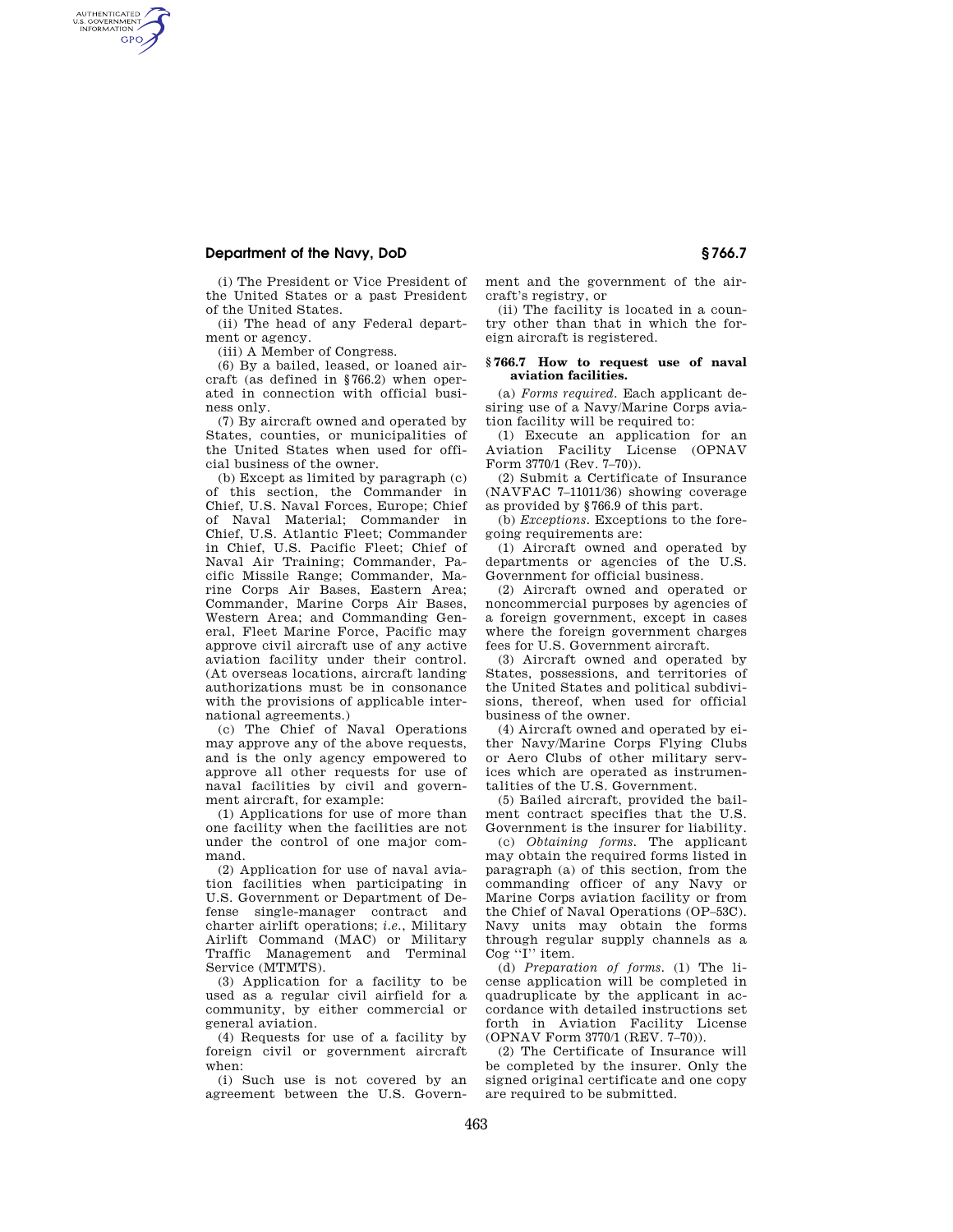(i) The President or Vice President of the United States or a past President of the United States.

(ii) The head of any Federal department or agency.

(iii) A Member of Congress.

(6) By a bailed, leased, or loaned aircraft (as defined in §766.2) when operated in connection with official business only.

(7) By aircraft owned and operated by States, counties, or municipalities of the United States when used for official business of the owner.

(b) Except as limited by paragraph (c) of this section, the Commander in Chief, U.S. Naval Forces, Europe; Chief of Naval Material; Commander in Chief, U.S. Atlantic Fleet; Commander in Chief, U.S. Pacific Fleet; Chief of Naval Air Training; Commander, Pacific Missile Range; Commander, Marine Corps Air Bases, Eastern Area; Commander, Marine Corps Air Bases, Western Area; and Commanding General, Fleet Marine Force, Pacific may approve civil aircraft use of any active aviation facility under their control. (At overseas locations, aircraft landing authorizations must be in consonance with the provisions of applicable international agreements.)

(c) The Chief of Naval Operations may approve any of the above requests, and is the only agency empowered to approve all other requests for use of naval facilities by civil and government aircraft, for example:

(1) Applications for use of more than one facility when the facilities are not under the control of one major command.

(2) Application for use of naval aviation facilities when participating in U.S. Government or Department of Defense single-manager contract and charter airlift operations; *i.e.*, Military Airlift Command (MAC) or Military Traffic Management and Terminal Service (MTMTS).

(3) Application for a facility to be used as a regular civil airfield for a community, by either commercial or general aviation.

(4) Requests for use of a facility by foreign civil or government aircraft when:

(i) Such use is not covered by an agreement between the U.S. Government and the government of the aircraft's registry, or

(ii) The facility is located in a country other than that in which the foreign aircraft is registered.

### § 766.7 How to request use of naval aviation facilities.

(a) *Forms required*. Each applicant desiring use of a Navy/Marine Corps aviation facility will be required to:

(1) Execute an application for an Aviation Facility License (OPNAV Form 3770/1 (Rev. 7–70)).

(2) Submit a Certificate of Insurance (NAVFAC 7–11011/36) showing coverage as provided by §766.9 of this part.

(b) *Exceptions*. Exceptions to the foregoing requirements are:

(1) Aircraft owned and operated by departments or agencies of the U.S. Government for official business.

(2) Aircraft owned and operated or noncommercial purposes by agencies of a foreign government, except in cases where the foreign government charges fees for U.S. Government aircraft.

(3) Aircraft owned and operated by States, possessions, and territories of the United States and political subdivisions, thereof, when used for official business of the owner.

(4) Aircraft owned and operated by either Navy/Marine Corps Flying Clubs or Aero Clubs of other military services which are operated as instrumentalities of the U.S. Government.

(5) Bailed aircraft, provided the bailment contract specifies that the U.S. Government is the insurer for liability.

(c) *Obtaining forms*. The applicant may obtain the required forms listed in paragraph (a) of this section, from the commanding officer of any Navy or Marine Corps aviation facility or from the Chief of Naval Operations (OP–53C). Navy units may obtain the forms through regular supply channels as a Cog "I" item.

(d) *Preparation of forms*. (1) The license application will be completed in quadruplicate by the applicant in accordance with detailed instructions set forth in Aviation Facility License (OPNAV Form 3770/1 (REV. 7–70)).

(2) The Certificate of Insurance will be completed by the insurer. Only the signed original certificate and one copy are required to be submitted.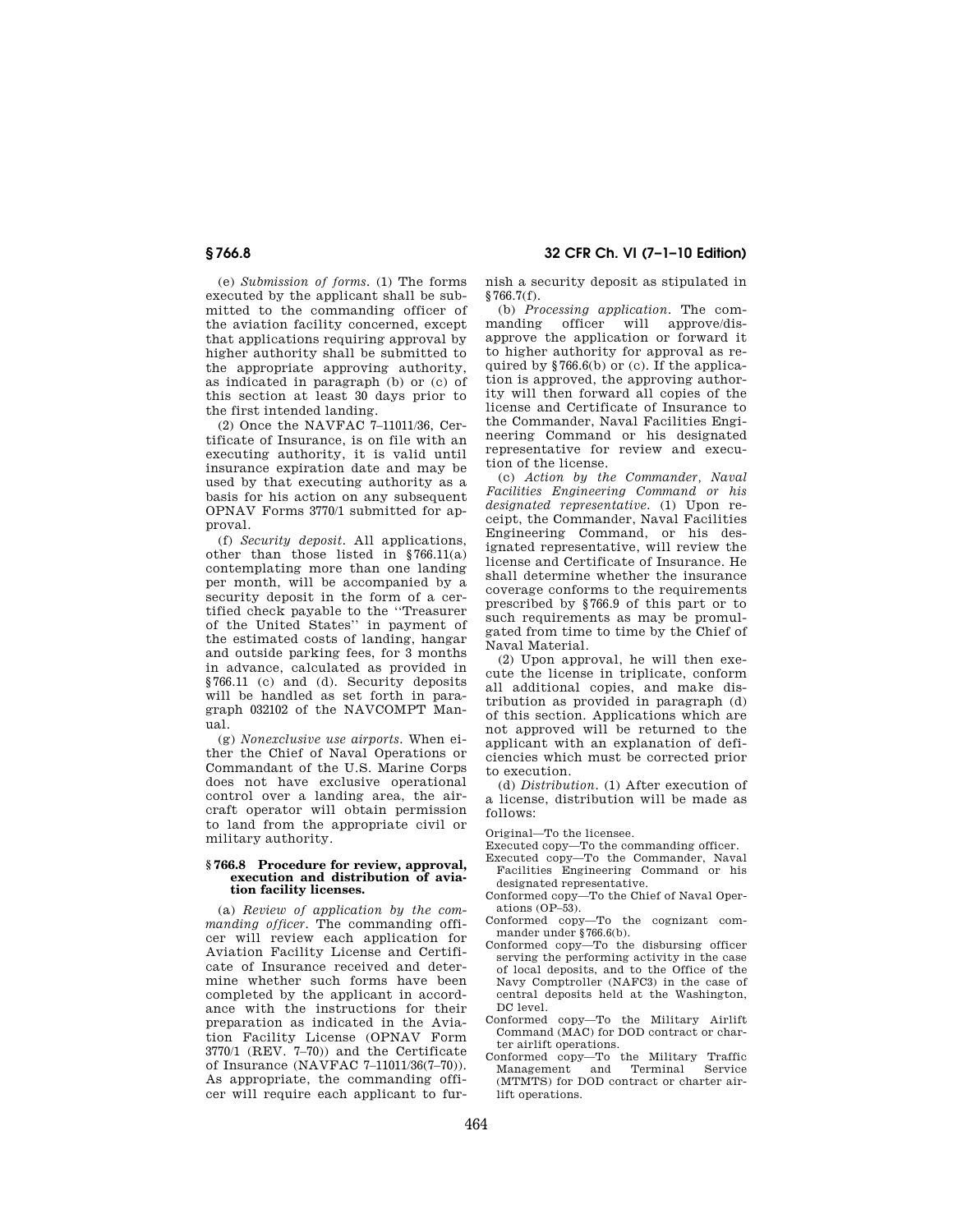(e) *Submission of forms.* (1) The forms executed by the applicant shall be submitted to the commanding officer of the aviation facility concerned, except that applications requiring approval by higher authority shall be submitted to the appropriate approving authority, as indicated in paragraph (b) or (c) of this section at least 30 days prior to the first intended landing.

(2) Once the NAVFAC 7–11011/36, Certificate of Insurance, is on file with an executing authority, it is valid until insurance expiration date and may be used by that executing authority as a basis for his action on any subsequent OPNAV Forms 3770/1 submitted for approval.

(f) *Security deposit.* All applications, other than those listed in §766.11(a) contemplating more than one landing per month, will be accompanied by a security deposit in the form of a certified check payable to the ''Treasurer of the United States'' in payment of the estimated costs of landing, hangar and outside parking fees, for 3 months in advance, calculated as provided in §766.11 (c) and (d). Security deposits will be handled as set forth in paragraph 032102 of the NAVCOMPT Manual.

(g) *Nonexclusive use airports.* When either the Chief of Naval Operations or Commandant of the U.S. Marine Corps does not have exclusive operational control over a landing area, the aircraft operator will obtain permission to land from the appropriate civil or military authority.

### § 766.8 Procedure for review, approval, execution and distribution of aviation facility licenses.

(a) *Review of application by the commanding officer.* The commanding officer will review each application for Aviation Facility License and Certificate of Insurance received and determine whether such forms have been completed by the applicant in accordance with the instructions for their preparation as indicated in the Aviation Facility License (OPNAV Form 3770/1 (REV. 7–70)) and the Certificate of Insurance (NAVFAC 7–11011/36(7–70)). As appropriate, the commanding officer will require each applicant to furnish a security deposit as stipulated in §766.7(f).

(b) *Processing application.* The commanding officer will approve/disapprove the application or forward it to higher authority for approval as required by §766.6(b) or (c). If the application is approved, the approving authority will then forward all copies of the license and Certificate of Insurance to the Commander, Naval Facilities Engineering Command or his designated representative for review and execution of the license.

(c) *Action by the Commander, Naval Facilities Engineering Command or his designated representative.* (1) Upon receipt, the Commander, Naval Facilities Engineering Command, or his designated representative, will review the license and Certificate of Insurance. He shall determine whether the insurance coverage conforms to the requirements prescribed by §766.9 of this part or to such requirements as may be promulgated from time to time by the Chief of Naval Material.

(2) Upon approval, he will then execute the license in triplicate, conform all additional copies, and make distribution as provided in paragraph (d) of this section. Applications which are not approved will be returned to the applicant with an explanation of deficiencies which must be corrected prior to execution.

(d) *Distribution.* (1) After execution of a license, distribution will be made as follows:

Original—To the licensee.

Executed copy—To the commanding officer.

Executed copy—To the Commander, Naval Facilities Engineering Command or his designated representative.

Conformed copy—To the Chief of Naval Operations (OP–53).

Conformed copy—To the cognizant commander under §766.6(b).

Conformed copy—To the disbursing officer serving the performing activity in the case of local deposits, and to the Office of the Navy Comptroller (NAFC3) in the case of central deposits held at the Washington, DC level.

Conformed copy—To the Military Airlift Command (MAC) for DOD contract or charter airlift operations.

Conformed copy—To the Military Traffic Management and Terminal Service (MTMTS) for DOD contract or charter airlift operations.